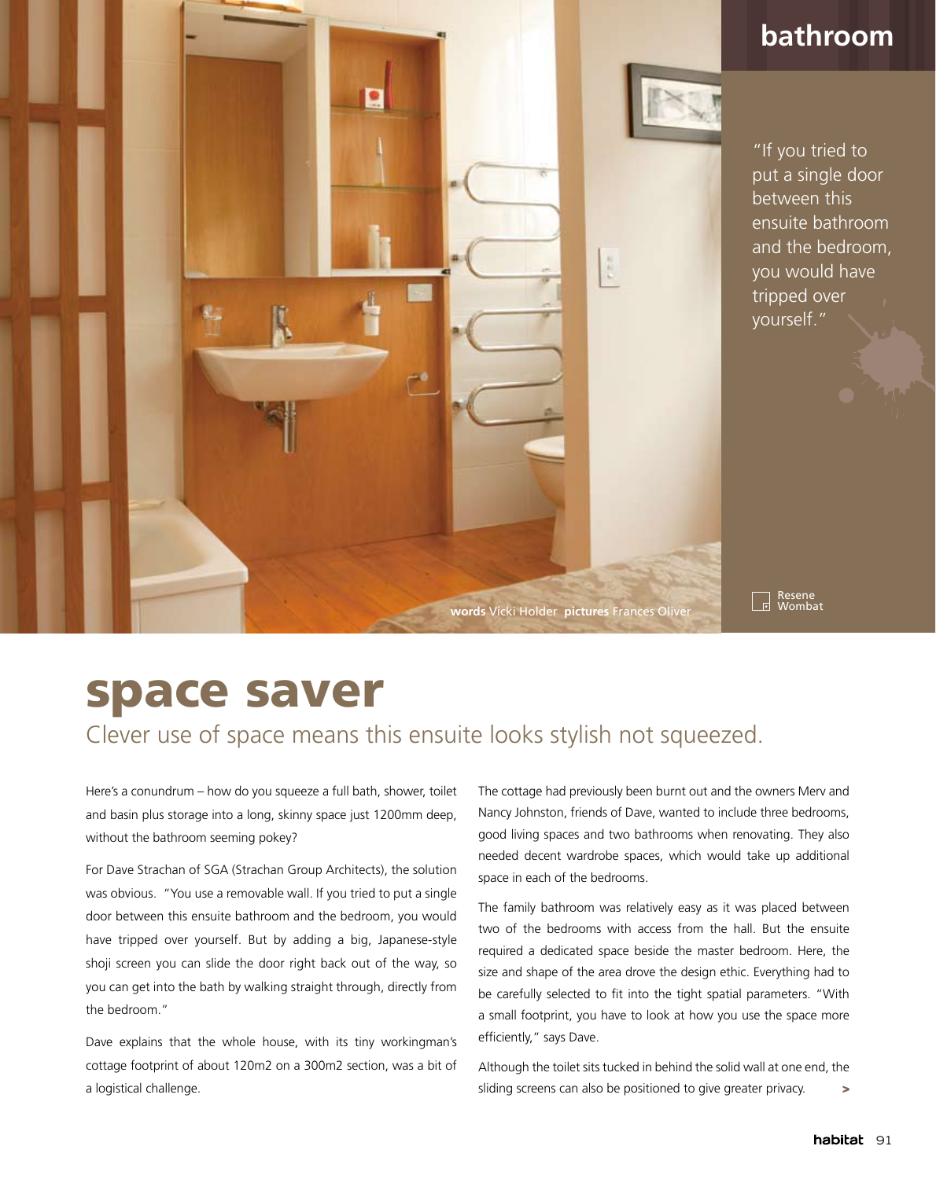bathroom

"If you tried to put a single door between this ensuite bathroom and the bedroom, you would have tripped over yourself."

Resene Wombat

**words** Vicki Holder **pictures** Frances Oliver

# space saver

## Clever use of space means this ensuite looks stylish not squeezed.

Here's a conundrum – how do you squeeze a full bath, shower, toilet and basin plus storage into a long, skinny space just 1200mm deep, without the bathroom seeming pokey?

For Dave Strachan of SGA (Strachan Group Architects), the solution was obvious. "You use a removable wall. If you tried to put a single door between this ensuite bathroom and the bedroom, you would have tripped over yourself. But by adding a big, Japanese-style shoji screen you can slide the door right back out of the way, so you can get into the bath by walking straight through, directly from the bedroom."

Dave explains that the whole house, with its tiny workingman's cottage footprint of about 120m2 on a 300m2 section, was a bit of a logistical challenge.

The cottage had previously been burnt out and the owners Merv and Nancy Johnston, friends of Dave, wanted to include three bedrooms, good living spaces and two bathrooms when renovating. They also needed decent wardrobe spaces, which would take up additional space in each of the bedrooms.

The family bathroom was relatively easy as it was placed between two of the bedrooms with access from the hall. But the ensuite required a dedicated space beside the master bedroom. Here, the size and shape of the area drove the design ethic. Everything had to be carefully selected to fit into the tight spatial parameters. "With a small footprint, you have to look at how you use the space more efficiently," says Dave.

Although the toilet sits tucked in behind the solid wall at one end, the sliding screens can also be positioned to give greater privacy. >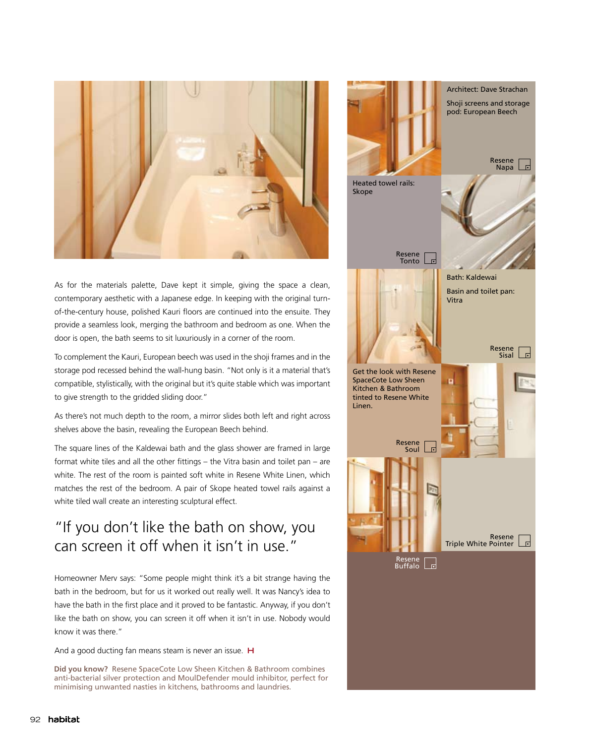As for the materials palette, Dave kept it simple, giving the space a clean, contemporary aesthetic with a Japanese edge. In keeping with the original turn-of-the-century house, polished Kauri floors are continued into the ensuite. They provide a seamless look, merging the bathroom and bedroom as one. When the door is open, the bath seems to sit luxuriously in a corner of the room.

To complement the Kauri, European beech was used in the shoji frames and in the storage pod recessed behind the wall-hung basin. "Not only is it a material that's compatible, stylistically, with the original but it's quite stable which was important to give strength to the gridded sliding door."

As there's not much depth to the room, a mirror slides both left and right across shelves above the basin, revealing the European Beech behind.

The square lines of the Kaldewai bath and the glass shower are framed in large format white tiles and all the other fittings – the Vitra basin and toilet pan – are white. The rest of the room is painted soft white in Resene White Linen, which matches the rest of the bedroom. A pair of Skope heated towel rails against a white tiled wall create an interesting sculptural effect.

## "If you don't like the bath on show, you can screen it off when it isn't in use."

Homeowner Merv says: "Some people might think it's a bit strange having the bath in the bedroom, but for us it worked out really well. It was Nancy's idea to have the bath in the first place and it proved to be fantastic. Anyway, if you don't like the bath on show, you can screen it off when it isn't in use. Nobody would know it was there."

And a good ducting fan means steam is never an issue. H

**Did you know?** Resene SpaceCote Low Sheen Kitchen & Bathroom combines anti-bacterial silver protection and MoulDefender mould inhibitor, perfect for minimising unwanted nasties in kitchens, bathrooms and laundries.

Architect: Dave Strachan

Shoji screens and storage pod: European Beech

Resene Napa

Heated towel rails: Skope

Resene Tonto

Bath: Kaldewai

Basin and toilet pan: Vitra

Resene Sisal

Get the look with Resene SpaceCote Low Sheen Kitchen & Bathroom tinted to Resene White Linen.

Resene Soul

Resene Triple White Pointer

Resene Buffalo